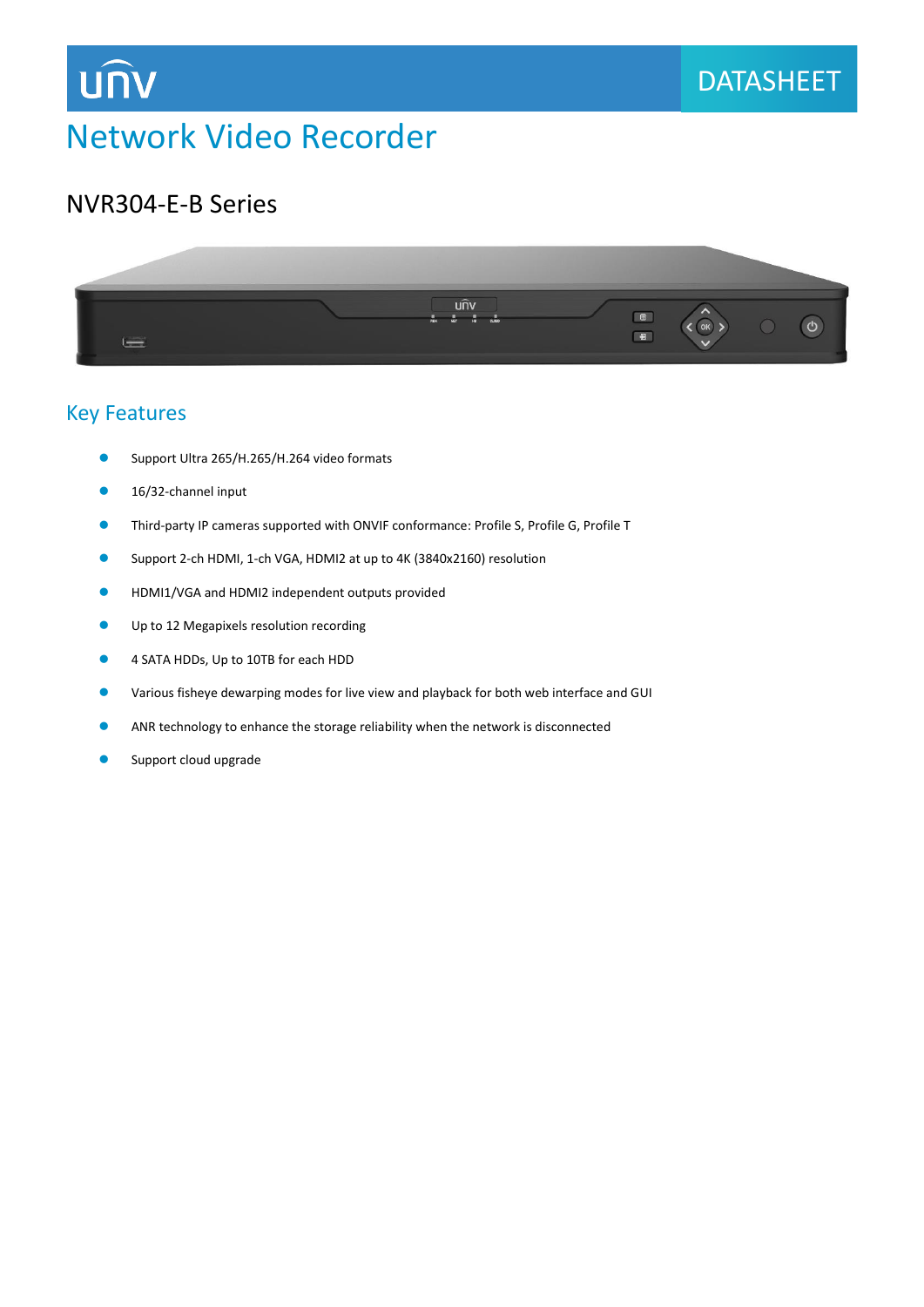# Network Video Recorder

DATASHEET

## NVR304-E-B Series

### Key Features

- Support Ultra 265/H.265/H.264 video formats
- 16/32-channel input
- Third-party IP cameras supported with ONVIF conformance: Profile S, Profile G, Profile T
- Support 2-ch HDMI, 1-ch VGA, HDMI2 at up to 4K (3840x2160) resolution
- HDMI1/VGA and HDMI2 independent outputs provided
- Up to 12 Megapixels resolution recording
- 4 SATA HDDs, Up to 10TB for each HDD
- Various fisheye dewarping modes for live view and playback for both web interface and GUI
- ANR technology to enhance the storage reliability when the network is disconnected
- Support cloud upgrade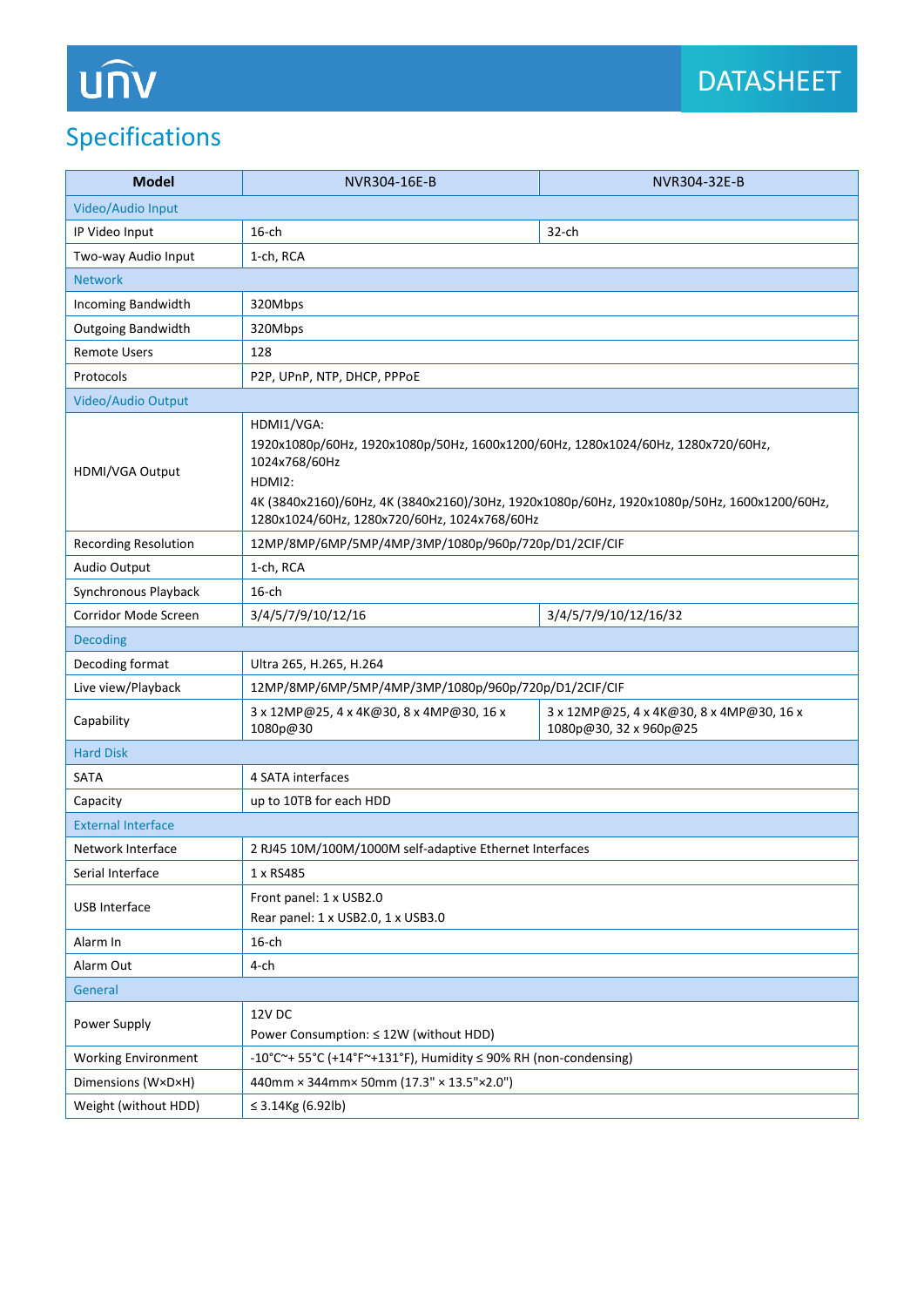## Specifications

| Model | NVR304-16E-B | NVR304-32E-B |
|---|---|---|
| Video/Audio Input | | |
| IP Video Input | 16-ch | 32-ch |
| Two-way Audio Input | 1-ch, RCA | |
| Network | | |
| Incoming Bandwidth | 320Mbps | |
| Outgoing Bandwidth | 320Mbps | |
| Remote Users | 128 | |
| Protocols | P2P, UPnP, NTP, DHCP, PPPoE | |
| Video/Audio Output | | |
| HDMI/VGA Output | HDMI1/VGA:<br>1920x1080p/60Hz, 1920x1080p/50Hz, 1600x1200/60Hz, 1280x1024/60Hz, 1280x720/60Hz, 1024x768/60Hz<br>HDMI2:<br>4K (3840x2160)/60Hz, 4K (3840x2160)/30Hz, 1920x1080p/60Hz, 1920x1080p/50Hz, 1600x1200/60Hz, 1280x1024/60Hz, 1280x720/60Hz, 1024x768/60Hz | |
| Recording Resolution | 12MP/8MP/6MP/5MP/4MP/3MP/1080p/960p/720p/D1/2CIF/CIF | |
| Audio Output | 1-ch, RCA | |
| Synchronous Playback | 16-ch | |
| Corridor Mode Screen | 3/4/5/7/9/10/12/16 | 3/4/5/7/9/10/12/16/32 |
| Decoding | | |
| Decoding format | Ultra 265, H.265, H.264 | |
| Live view/Playback | 12MP/8MP/6MP/5MP/4MP/3MP/1080p/960p/720p/D1/2CIF/CIF | |
| Capability | 3 x 12MP@25, 4 x 4K@30, 8 x 4MP@30, 16 x 1080p@30 | 3 x 12MP@25, 4 x 4K@30, 8 x 4MP@30, 16 x 1080p@30, 32 x 960p@25 |
| Hard Disk | | |
| SATA | 4 SATA interfaces | |
| Capacity | up to 10TB for each HDD | |
| External Interface | | |
| Network Interface | 2 RJ45 10M/100M/1000M self-adaptive Ethernet Interfaces | |
| Serial Interface | 1 x RS485 | |
| USB Interface | Front panel: 1 x USB2.0<br>Rear panel: 1 x USB2.0, 1 x USB3.0 | |
| Alarm In | 16-ch | |
| Alarm Out | 4-ch | |
| General | | |
| Power Supply | 12V DC<br>Power Consumption: ≤ 12W (without HDD) | |
| Working Environment | -10°C~+ 55°C (+14°F~+131°F), Humidity ≤ 90% RH (non-condensing) | |
| Dimensions (W×D×H) | 440mm × 344mm× 50mm (17.3" × 13.5"×2.0") | |
| Weight (without HDD) | ≤ 3.14Kg (6.92lb) | |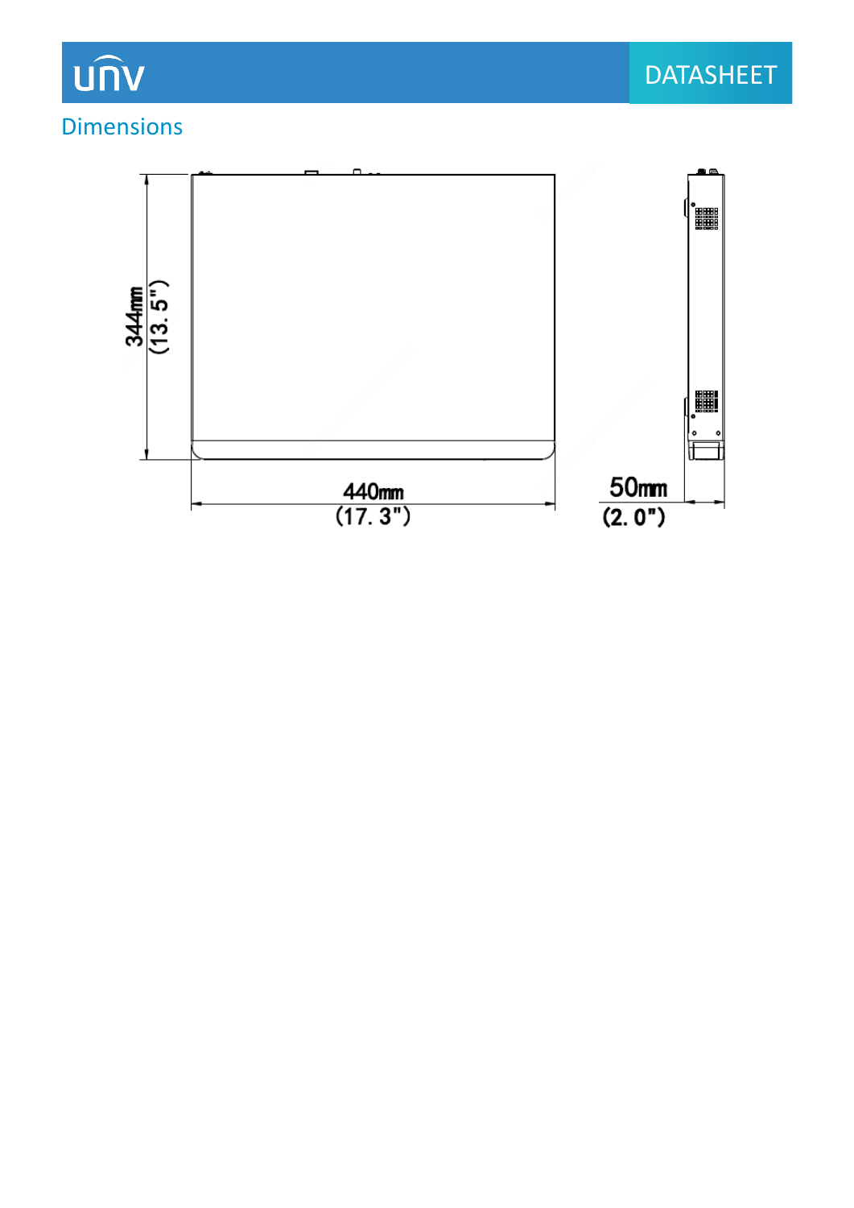## Dimensions

344mm (13.5")

440mm (17.3")

50mm (2.0")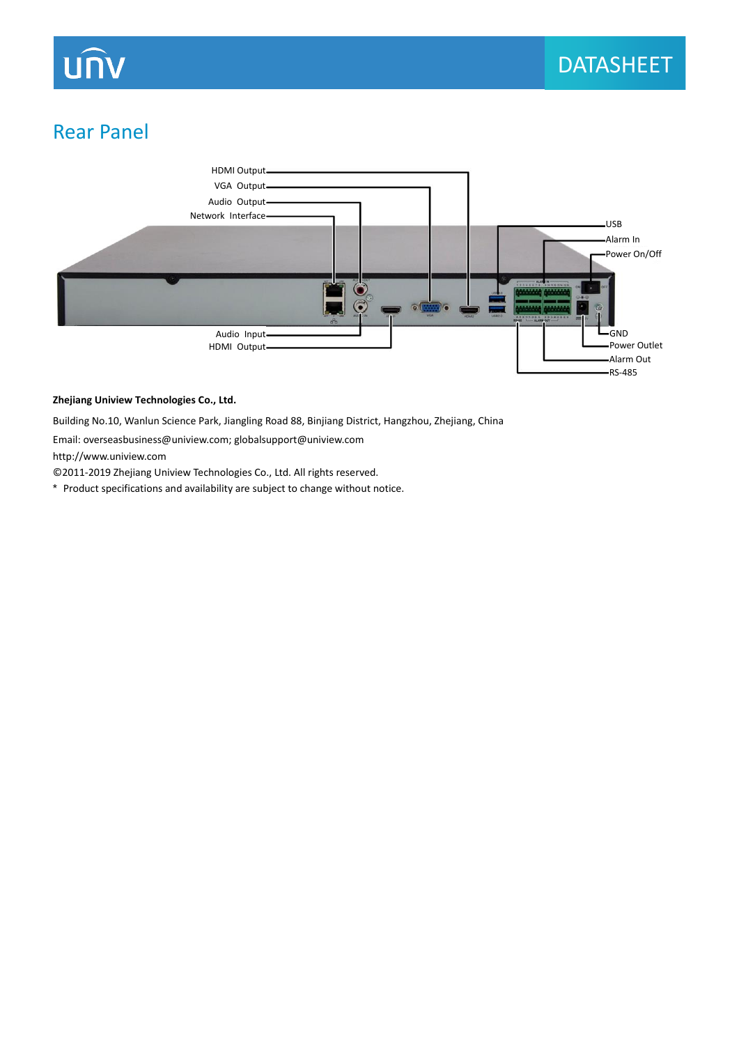## Rear Panel

HDMI Output
VGA Output
Audio Output
Network Interface
USB
Alarm In
Power On/Off
Audio Input
HDMI Output
GND
Power Outlet
Alarm Out
RS-485

**Zhejiang Uniview Technologies Co., Ltd.**

Building No.10, Wanlun Science Park, Jiangling Road 88, Binjiang District, Hangzhou, Zhejiang, China

Email: overseasbusiness@uniview.com; globalsupport@uniview.com

http://www.uniview.com

©2011-2019 Zhejiang Uniview Technologies Co., Ltd. All rights reserved.

* Product specifications and availability are subject to change without notice.